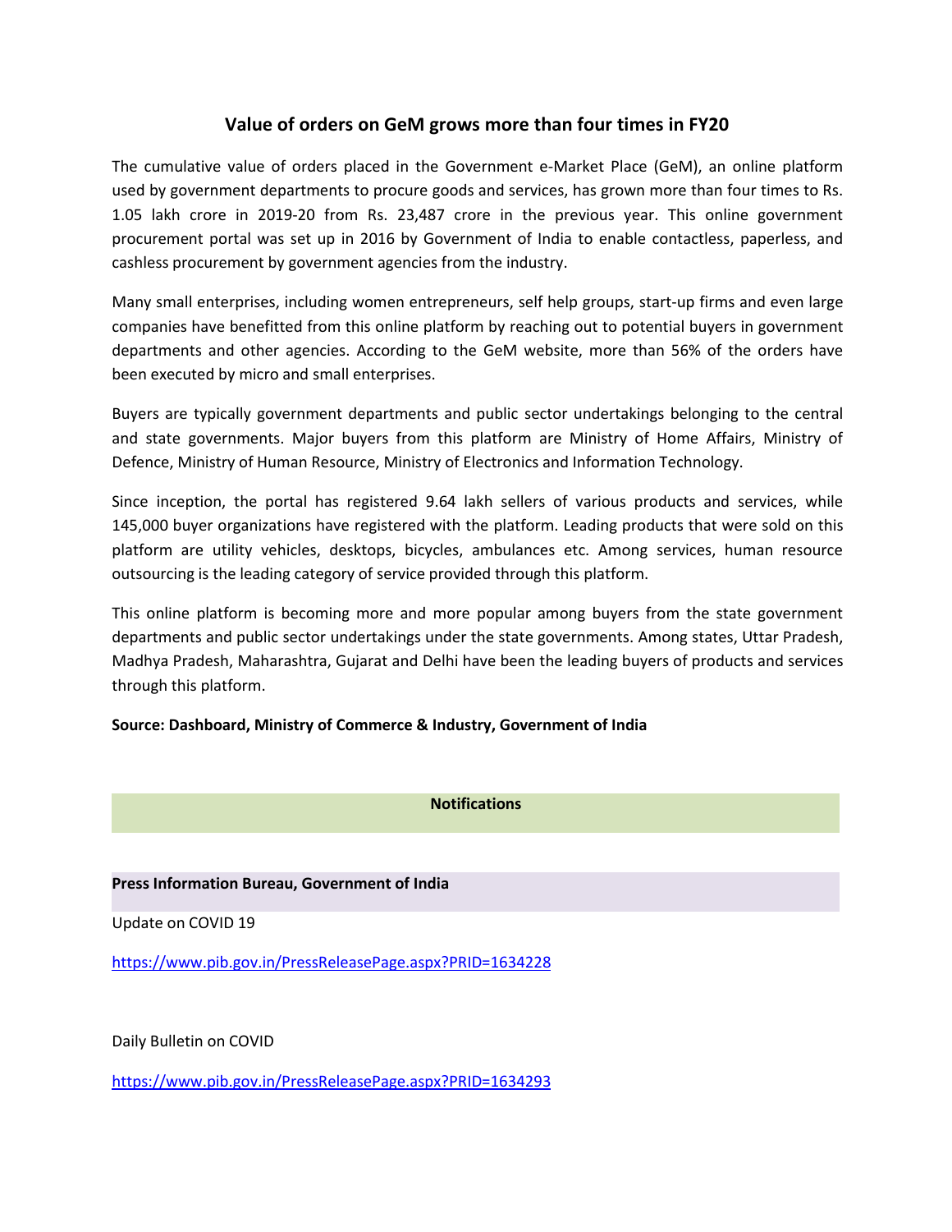## Value of orders on GeM grows more than four times in FY20

The cumulative value of orders placed in the Government e-Market Place (GeM), an online platform used by government departments to procure goods and services, has grown more than four times to Rs. 1.05 lakh crore in 2019-20 from Rs. 23,487 crore in the previous year. This online government procurement portal was set up in 2016 by Government of India to enable contactless, paperless, and cashless procurement by government agencies from the industry.

Many small enterprises, including women entrepreneurs, self help groups, start-up firms and even large companies have benefitted from this online platform by reaching out to potential buyers in government departments and other agencies. According to the GeM website, more than 56% of the orders have been executed by micro and small enterprises.

Buyers are typically government departments and public sector undertakings belonging to the central and state governments. Major buyers from this platform are Ministry of Home Affairs, Ministry of Defence, Ministry of Human Resource, Ministry of Electronics and Information Technology.

Since inception, the portal has registered 9.64 lakh sellers of various products and services, while 145,000 buyer organizations have registered with the platform. Leading products that were sold on this platform are utility vehicles, desktops, bicycles, ambulances etc. Among services, human resource outsourcing is the leading category of service provided through this platform.

This online platform is becoming more and more popular among buyers from the state government departments and public sector undertakings under the state governments. Among states, Uttar Pradesh, Madhya Pradesh, Maharashtra, Gujarat and Delhi have been the leading buyers of products and services through this platform.

**Source: Dashboard, Ministry of Commerce & Industry, Government of India**

### Notifications

**Press Information Bureau, Government of India**

Update on COVID 19

https://www.pib.gov.in/PressReleasePage.aspx?PRID=1634228

Daily Bulletin on COVID

https://www.pib.gov.in/PressReleasePage.aspx?PRID=1634293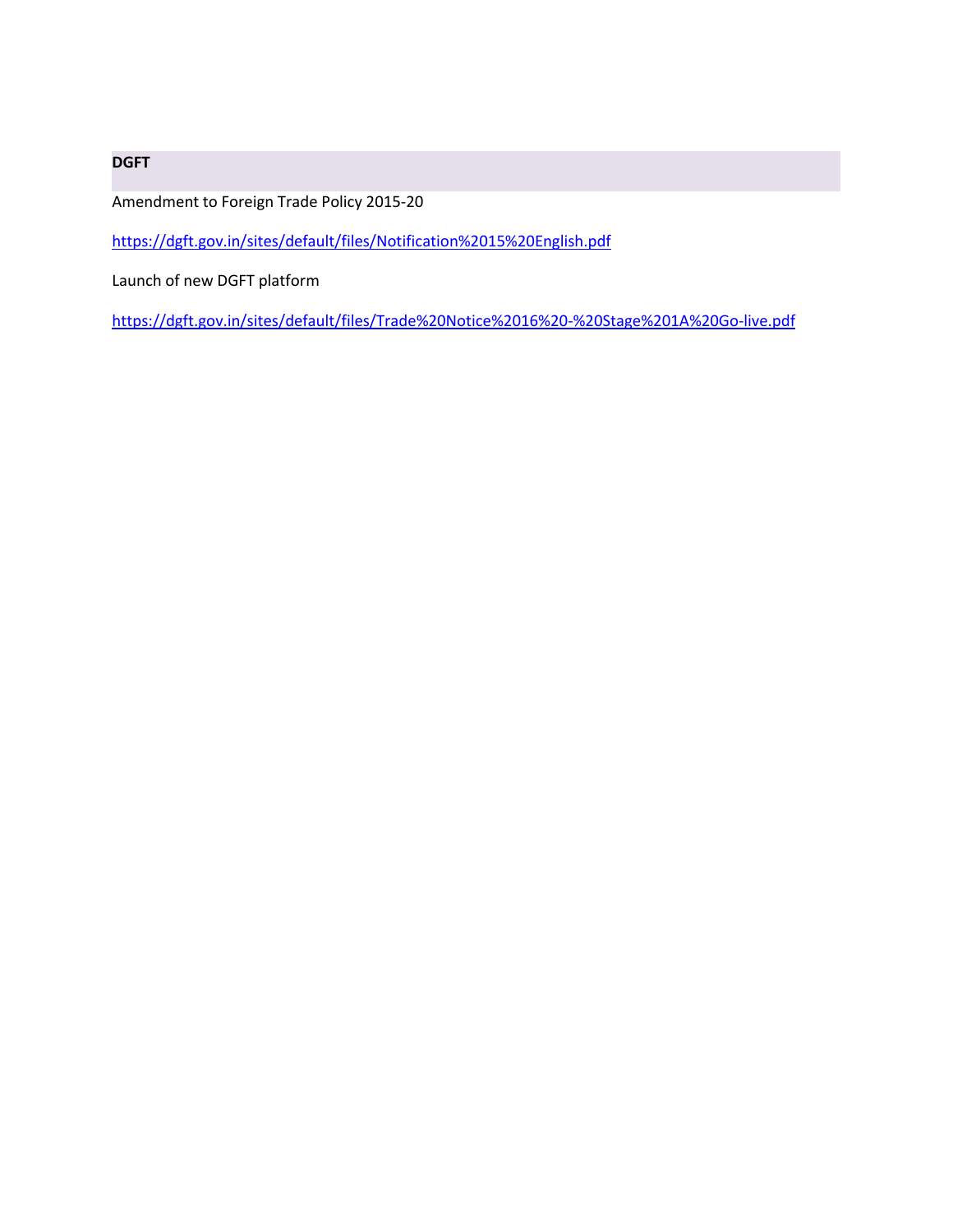**DGFT**

Amendment to Foreign Trade Policy 2015-20

https://dgft.gov.in/sites/default/files/Notification%2015%20English.pdf

Launch of new DGFT platform

https://dgft.gov.in/sites/default/files/Trade%20Notice%2016%20-%20Stage%201A%20Go-live.pdf